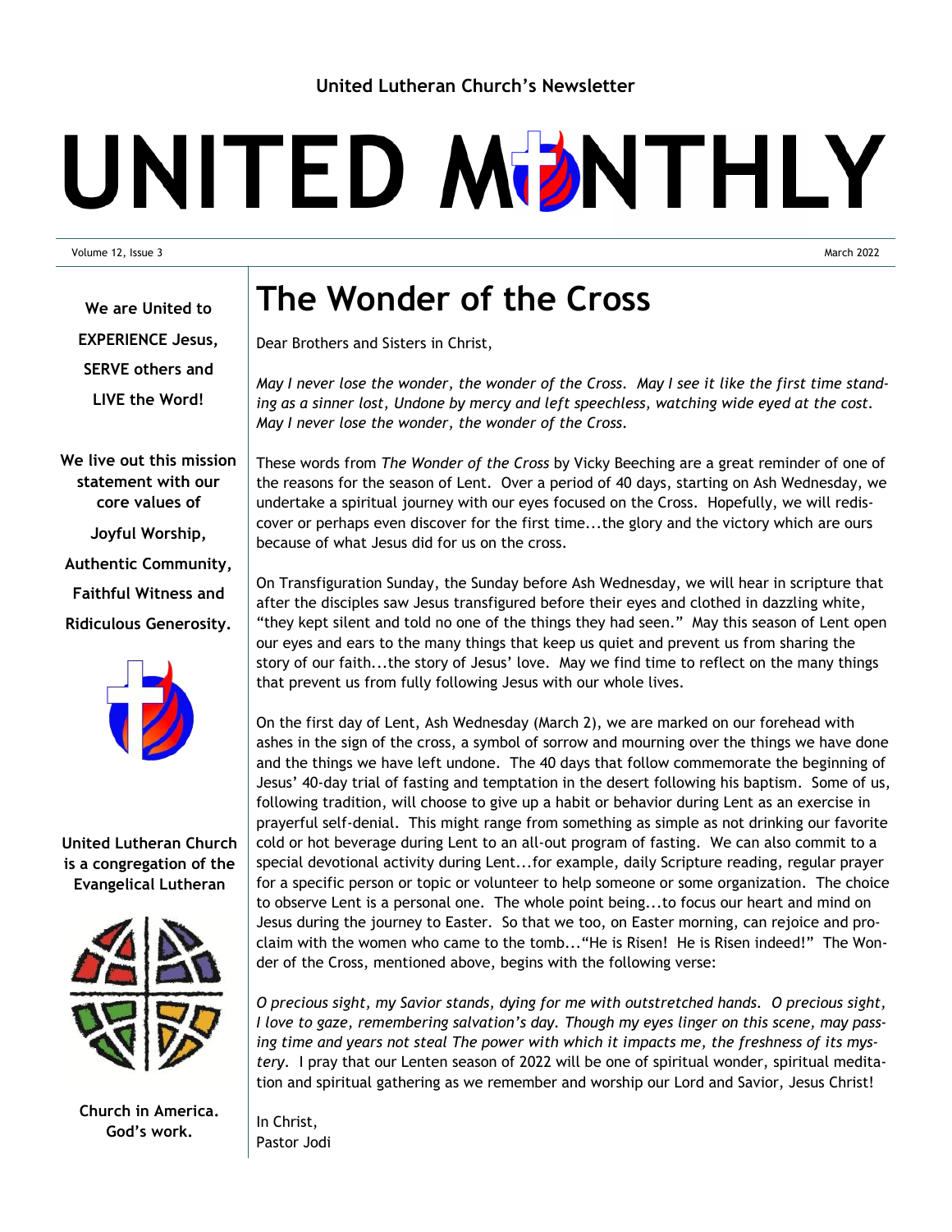United Lutheran Church's Newsletter

# UNITED MONTHLY

Volume 12, Issue 3 March 2022

**We are United to EXPERIENCE Jesus, SERVE others and LIVE the Word!**

**We live out this mission statement with our core values of**

**Joyful Worship,**

**Authentic Community,**

**Faithful Witness and**

**Ridiculous Generosity.**

**United Lutheran Church is a congregation of the Evangelical Lutheran Church in America. God's work.**

# The Wonder of the Cross

Dear Brothers and Sisters in Christ,

*May I never lose the wonder, the wonder of the Cross. May I see it like the first time standing as a sinner lost, Undone by mercy and left speechless, watching wide eyed at the cost. May I never lose the wonder, the wonder of the Cross.*

These words from *The Wonder of the Cross* by Vicky Beeching are a great reminder of one of the reasons for the season of Lent. Over a period of 40 days, starting on Ash Wednesday, we undertake a spiritual journey with our eyes focused on the Cross. Hopefully, we will rediscover or perhaps even discover for the first time...the glory and the victory which are ours because of what Jesus did for us on the cross.

On Transfiguration Sunday, the Sunday before Ash Wednesday, we will hear in scripture that after the disciples saw Jesus transfigured before their eyes and clothed in dazzling white, "they kept silent and told no one of the things they had seen." May this season of Lent open our eyes and ears to the many things that keep us quiet and prevent us from sharing the story of our faith...the story of Jesus' love. May we find time to reflect on the many things that prevent us from fully following Jesus with our whole lives.

On the first day of Lent, Ash Wednesday (March 2), we are marked on our forehead with ashes in the sign of the cross, a symbol of sorrow and mourning over the things we have done and the things we have left undone. The 40 days that follow commemorate the beginning of Jesus' 40-day trial of fasting and temptation in the desert following his baptism. Some of us, following tradition, will choose to give up a habit or behavior during Lent as an exercise in prayerful self-denial. This might range from something as simple as not drinking our favorite cold or hot beverage during Lent to an all-out program of fasting. We can also commit to a special devotional activity during Lent...for example, daily Scripture reading, regular prayer for a specific person or topic or volunteer to help someone or some organization. The choice to observe Lent is a personal one. The whole point being...to focus our heart and mind on Jesus during the journey to Easter. So that we too, on Easter morning, can rejoice and proclaim with the women who came to the tomb..."He is Risen! He is Risen indeed!" The Wonder of the Cross, mentioned above, begins with the following verse:

*O precious sight, my Savior stands, dying for me with outstretched hands. O precious sight, I love to gaze, remembering salvation's day. Though my eyes linger on this scene, may passing time and years not steal The power with which it impacts me, the freshness of its mystery.* I pray that our Lenten season of 2022 will be one of spiritual wonder, spiritual meditation and spiritual gathering as we remember and worship our Lord and Savior, Jesus Christ!

In Christ,
Pastor Jodi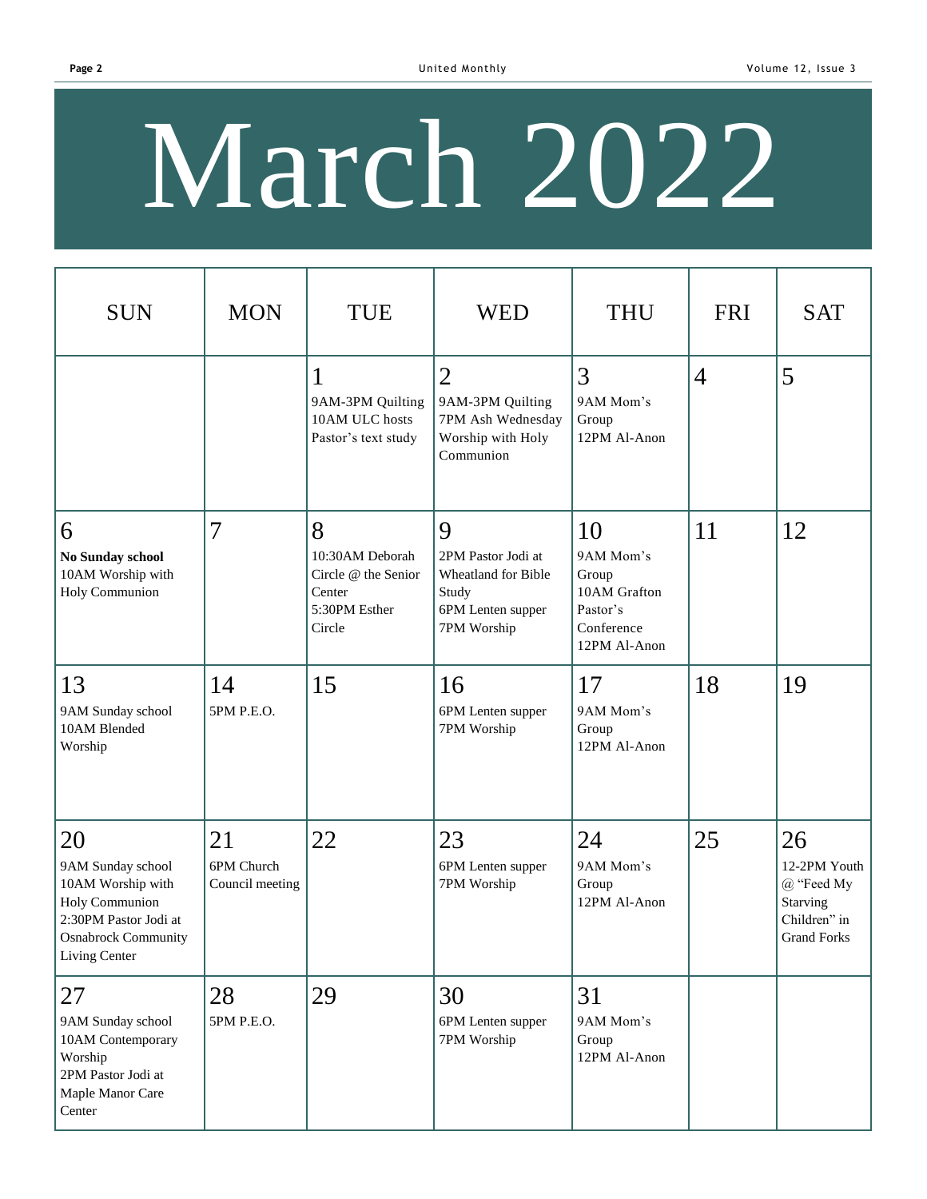# March 2022

| SUN | MON | TUE | WED | THU | FRI | SAT |
|---|---|---|---|---|---|---|
| | | 1<br>9AM-3PM Quilting<br>10AM ULC hosts Pastor's text study | 2<br>9AM-3PM Quilting<br>7PM Ash Wednesday Worship with Holy Communion | 3<br>9AM Mom's Group<br>12PM Al-Anon | 4 | 5 |
| 6<br>**No Sunday school**<br>10AM Worship with Holy Communion | 7 | 8<br>10:30AM Deborah Circle @ the Senior Center<br>5:30PM Esther Circle | 9<br>2PM Pastor Jodi at Wheatland for Bible Study<br>6PM Lenten supper<br>7PM Worship | 10<br>9AM Mom's Group<br>10AM Grafton Pastor's Conference<br>12PM Al-Anon | 11 | 12 |
| 13<br>9AM Sunday school<br>10AM Blended Worship | 14<br>5PM P.E.O. | 15 | 16<br>6PM Lenten supper<br>7PM Worship | 17<br>9AM Mom's Group<br>12PM Al-Anon | 18 | 19 |
| 20<br>9AM Sunday school<br>10AM Worship with Holy Communion<br>2:30PM Pastor Jodi at Osnabrock Community Living Center | 21<br>6PM Church Council meeting | 22 | 23<br>6PM Lenten supper<br>7PM Worship | 24<br>9AM Mom's Group<br>12PM Al-Anon | 25 | 26<br>12-2PM Youth @ "Feed My Starving Children" in Grand Forks |
| 27<br>9AM Sunday school<br>10AM Contemporary Worship<br>2PM Pastor Jodi at Maple Manor Care Center | 28<br>5PM P.E.O. | 29 | 30<br>6PM Lenten supper<br>7PM Worship | 31<br>9AM Mom's Group<br>12PM Al-Anon | | |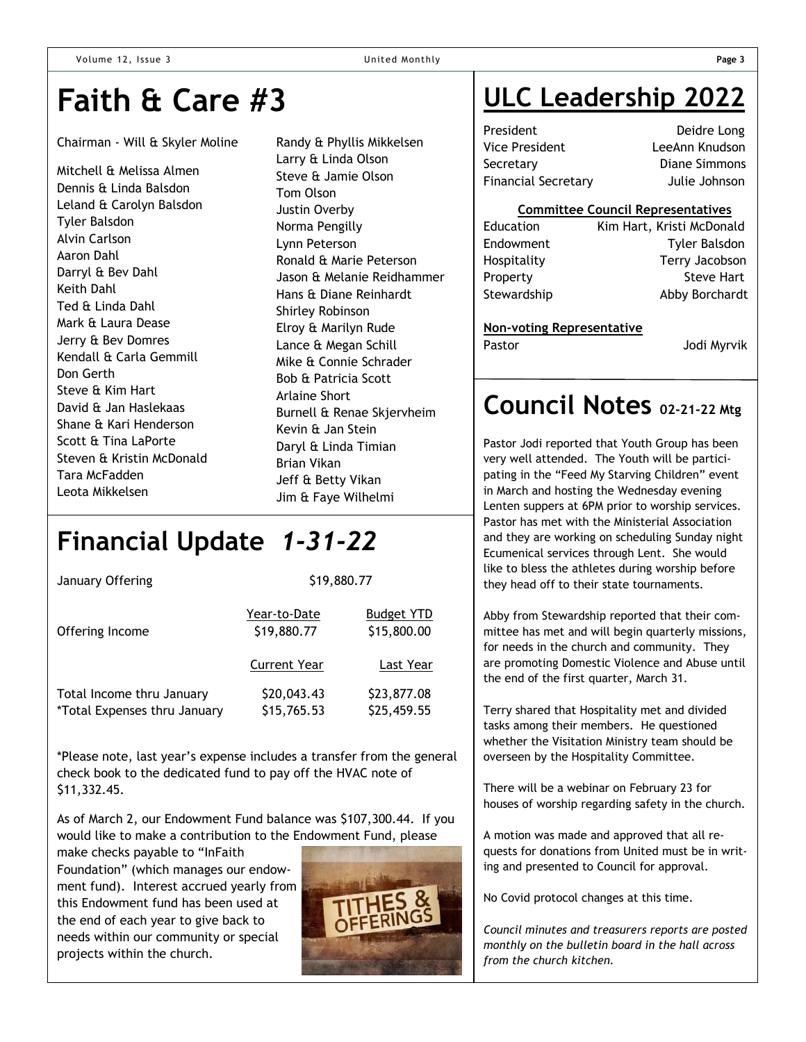# Faith & Care #3

Chairman - Will & Skyler Moline

Mitchell & Melissa Almen
Dennis & Linda Balsdon
Leland & Carolyn Balsdon
Tyler Balsdon
Alvin Carlson
Aaron Dahl
Darryl & Bev Dahl
Keith Dahl
Ted & Linda Dahl
Mark & Laura Dease
Jerry & Bev Domres
Kendall & Carla Gemmill
Don Gerth
Steve & Kim Hart
David & Jan Haslekaas
Shane & Kari Henderson
Scott & Tina LaPorte
Steven & Kristin McDonald
Tara McFadden
Leota Mikkelsen
Randy & Phyllis Mikkelsen
Larry & Linda Olson
Steve & Jamie Olson
Tom Olson
Justin Overby
Norma Pengilly
Lynn Peterson
Ronald & Marie Peterson
Jason & Melanie Reidhammer
Hans & Diane Reinhardt
Shirley Robinson
Elroy & Marilyn Rude
Lance & Megan Schill
Mike & Connie Schrader
Bob & Patricia Scott
Arlaine Short
Burnell & Renae Skjervheim
Kevin & Jan Stein
Daryl & Linda Timian
Brian Vikan
Jeff & Betty Vikan
Jim & Faye Wilhelmi

# Financial Update *1-31-22*

January Offering $19,880.77

| | Year-to-Date | Budget YTD |
|---|---|---|
| Offering Income | $19,880.77 | $15,800.00 |
| | **Current Year** | **Last Year** |
| Total Income thru January | $20,043.43 | $23,877.08 |
| *Total Expenses thru January | $15,765.53 | $25,459.55 |

*Please note, last year's expense includes a transfer from the general check book to the dedicated fund to pay off the HVAC note of $11,332.45.

As of March 2, our Endowment Fund balance was $107,300.44. If you would like to make a contribution to the Endowment Fund, please make checks payable to "InFaith Foundation" (which manages our endowment fund). Interest accrued yearly from this Endowment fund has been used at the end of each year to give back to needs within our community or special projects within the church.

# ULC Leadership 2022

| | |
|---|---|
| President | Deidre Long |
| Vice President | LeeAnn Knudson |
| Secretary | Diane Simmons |
| Financial Secretary | Julie Johnson |

**Committee Council Representatives**

| | |
|---|---|
| Education | Kim Hart, Kristi McDonald |
| Endowment | Tyler Balsdon |
| Hospitality | Terry Jacobson |
| Property | Steve Hart |
| Stewardship | Abby Borchardt |

**Non-voting Representative**

| | |
|---|---|
| Pastor | Jodi Myrvik |

# Council Notes 02-21-22 Mtg

Pastor Jodi reported that Youth Group has been very well attended. The Youth will be participating in the "Feed My Starving Children" event in March and hosting the Wednesday evening Lenten suppers at 6PM prior to worship services. Pastor has met with the Ministerial Association and they are working on scheduling Sunday night Ecumenical services through Lent. She would like to bless the athletes during worship before they head off to their state tournaments.

Abby from Stewardship reported that their committee has met and will begin quarterly missions, for needs in the church and community. They are promoting Domestic Violence and Abuse until the end of the first quarter, March 31.

Terry shared that Hospitality met and divided tasks among their members. He questioned whether the Visitation Ministry team should be overseen by the Hospitality Committee.

There will be a webinar on February 23 for houses of worship regarding safety in the church.

A motion was made and approved that all requests for donations from United must be in writing and presented to Council for approval.

No Covid protocol changes at this time.

*Council minutes and treasurers reports are posted monthly on the bulletin board in the hall across from the church kitchen.*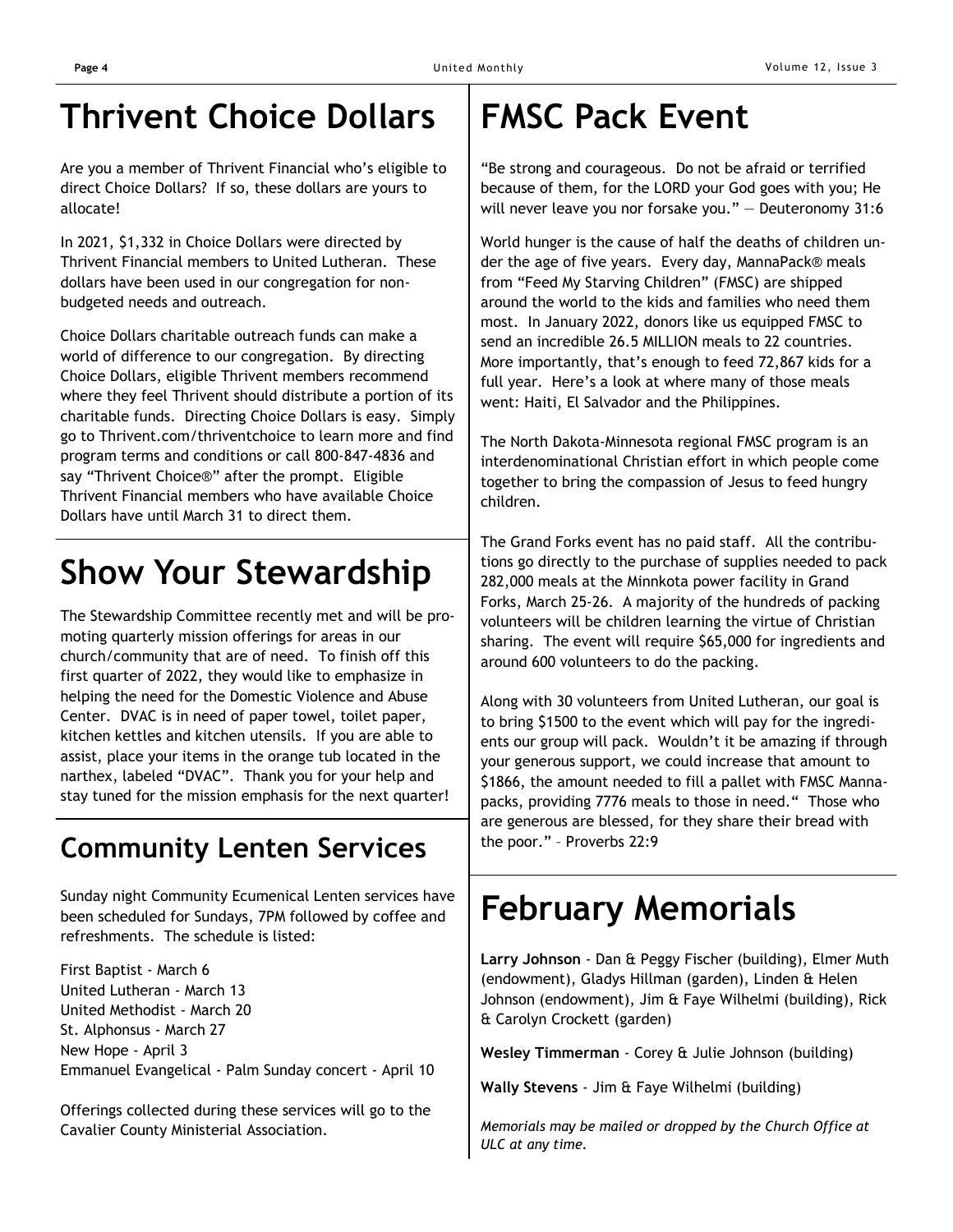# Thrivent Choice Dollars

Are you a member of Thrivent Financial who's eligible to direct Choice Dollars? If so, these dollars are yours to allocate!

In 2021, $1,332 in Choice Dollars were directed by Thrivent Financial members to United Lutheran. These dollars have been used in our congregation for non-budgeted needs and outreach.

Choice Dollars charitable outreach funds can make a world of difference to our congregation. By directing Choice Dollars, eligible Thrivent members recommend where they feel Thrivent should distribute a portion of its charitable funds. Directing Choice Dollars is easy. Simply go to Thrivent.com/thriventchoice to learn more and find program terms and conditions or call 800-847-4836 and say "Thrivent Choice®" after the prompt. Eligible Thrivent Financial members who have available Choice Dollars have until March 31 to direct them.

# Show Your Stewardship

The Stewardship Committee recently met and will be promoting quarterly mission offerings for areas in our church/community that are of need. To finish off this first quarter of 2022, they would like to emphasize in helping the need for the Domestic Violence and Abuse Center. DVAC is in need of paper towel, toilet paper, kitchen kettles and kitchen utensils. If you are able to assist, place your items in the orange tub located in the narthex, labeled "DVAC". Thank you for your help and stay tuned for the mission emphasis for the next quarter!

## Community Lenten Services

Sunday night Community Ecumenical Lenten services have been scheduled for Sundays, 7PM followed by coffee and refreshments. The schedule is listed:

First Baptist - March 6
United Lutheran - March 13
United Methodist - March 20
St. Alphonsus - March 27
New Hope - April 3
Emmanuel Evangelical - Palm Sunday concert - April 10

Offerings collected during these services will go to the Cavalier County Ministerial Association.

# FMSC Pack Event

"Be strong and courageous. Do not be afraid or terrified because of them, for the LORD your God goes with you; He will never leave you nor forsake you." — Deuteronomy 31:6

World hunger is the cause of half the deaths of children under the age of five years. Every day, MannaPack® meals from "Feed My Starving Children" (FMSC) are shipped around the world to the kids and families who need them most. In January 2022, donors like us equipped FMSC to send an incredible 26.5 MILLION meals to 22 countries. More importantly, that's enough to feed 72,867 kids for a full year. Here's a look at where many of those meals went: Haiti, El Salvador and the Philippines.

The North Dakota-Minnesota regional FMSC program is an interdenominational Christian effort in which people come together to bring the compassion of Jesus to feed hungry children.

The Grand Forks event has no paid staff. All the contributions go directly to the purchase of supplies needed to pack 282,000 meals at the Minnkota power facility in Grand Forks, March 25-26. A majority of the hundreds of packing volunteers will be children learning the virtue of Christian sharing. The event will require $65,000 for ingredients and around 600 volunteers to do the packing.

Along with 30 volunteers from United Lutheran, our goal is to bring $1500 to the event which will pay for the ingredients our group will pack. Wouldn't it be amazing if through your generous support, we could increase that amount to $1866, the amount needed to fill a pallet with FMSC Mannapacks, providing 7776 meals to those in need." Those who are generous are blessed, for they share their bread with the poor." – Proverbs 22:9

# February Memorials

**Larry Johnson** - Dan & Peggy Fischer (building), Elmer Muth (endowment), Gladys Hillman (garden), Linden & Helen Johnson (endowment), Jim & Faye Wilhelmi (building), Rick & Carolyn Crockett (garden)

**Wesley Timmerman** - Corey & Julie Johnson (building)

**Wally Stevens** - Jim & Faye Wilhelmi (building)

*Memorials may be mailed or dropped by the Church Office at ULC at any time.*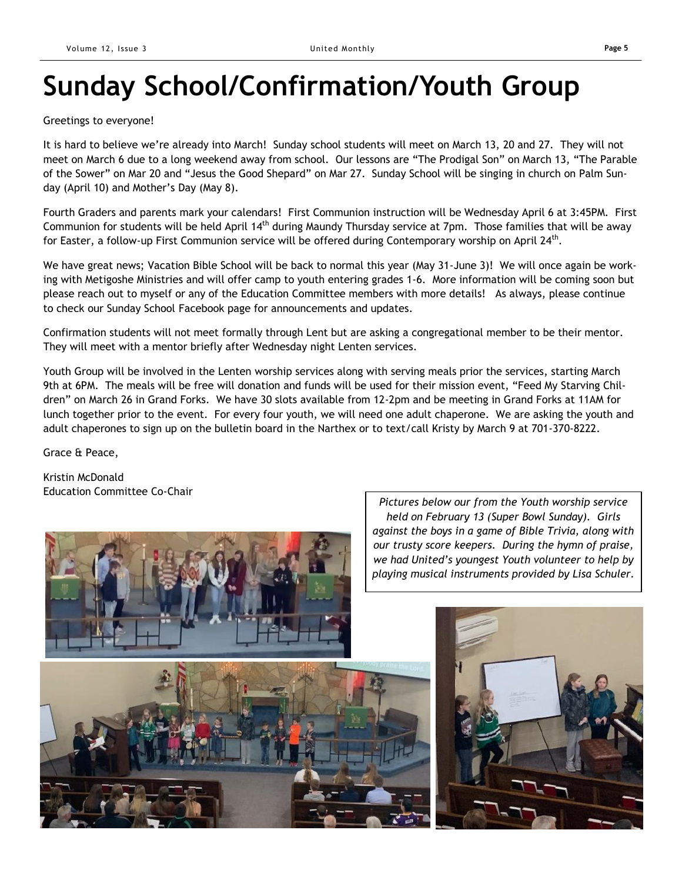# Sunday School/Confirmation/Youth Group

Greetings to everyone!

It is hard to believe we're already into March! Sunday school students will meet on March 13, 20 and 27. They will not meet on March 6 due to a long weekend away from school. Our lessons are "The Prodigal Son" on March 13, "The Parable of the Sower" on Mar 20 and "Jesus the Good Shepard" on Mar 27. Sunday School will be singing in church on Palm Sunday (April 10) and Mother's Day (May 8).

Fourth Graders and parents mark your calendars! First Communion instruction will be Wednesday April 6 at 3:45PM. First Communion for students will be held April 14th during Maundy Thursday service at 7pm. Those families that will be away for Easter, a follow-up First Communion service will be offered during Contemporary worship on April 24th.

We have great news; Vacation Bible School will be back to normal this year (May 31-June 3)! We will once again be working with Metigoshe Ministries and will offer camp to youth entering grades 1-6. More information will be coming soon but please reach out to myself or any of the Education Committee members with more details! As always, please continue to check our Sunday School Facebook page for announcements and updates.

Confirmation students will not meet formally through Lent but are asking a congregational member to be their mentor. They will meet with a mentor briefly after Wednesday night Lenten services.

Youth Group will be involved in the Lenten worship services along with serving meals prior the services, starting March 9th at 6PM. The meals will be free will donation and funds will be used for their mission event, "Feed My Starving Children" on March 26 in Grand Forks. We have 30 slots available from 12-2pm and be meeting in Grand Forks at 11AM for lunch together prior to the event. For every four youth, we will need one adult chaperone. We are asking the youth and adult chaperones to sign up on the bulletin board in the Narthex or to text/call Kristy by March 9 at 701-370-8222.

Grace & Peace,

Kristin McDonald
Education Committee Co-Chair

*Pictures below our from the Youth worship service held on February 13 (Super Bowl Sunday). Girls against the boys in a game of Bible Trivia, along with our trusty score keepers. During the hymn of praise, we had United's youngest Youth volunteer to help by playing musical instruments provided by Lisa Schuler.*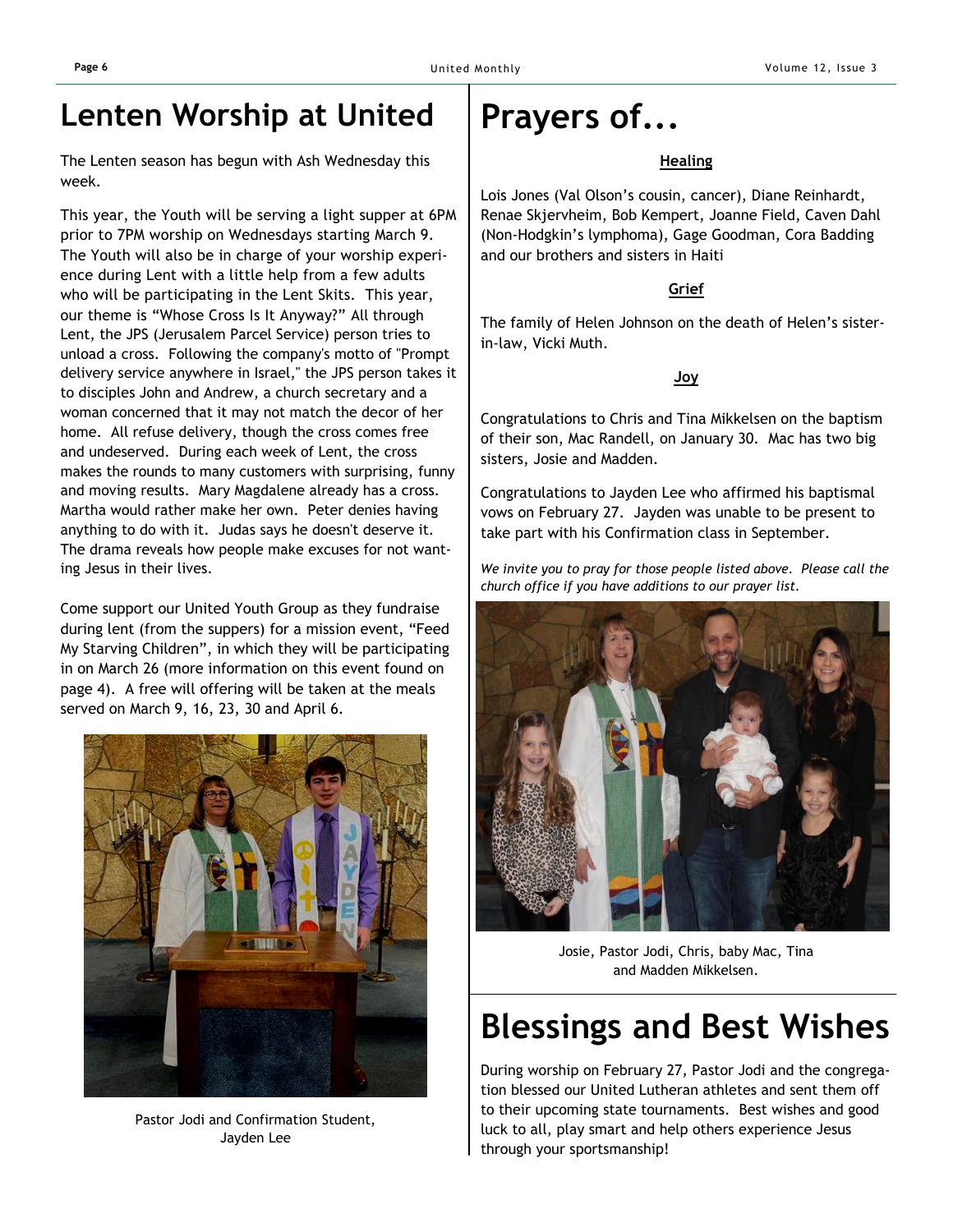# Lenten Worship at United

The Lenten season has begun with Ash Wednesday this week.

This year, the Youth will be serving a light supper at 6PM prior to 7PM worship on Wednesdays starting March 9. The Youth will also be in charge of your worship experience during Lent with a little help from a few adults who will be participating in the Lent Skits. This year, our theme is "Whose Cross Is It Anyway?" All through Lent, the JPS (Jerusalem Parcel Service) person tries to unload a cross. Following the company's motto of "Prompt delivery service anywhere in Israel," the JPS person takes it to disciples John and Andrew, a church secretary and a woman concerned that it may not match the decor of her home. All refuse delivery, though the cross comes free and undeserved. During each week of Lent, the cross makes the rounds to many customers with surprising, funny and moving results. Mary Magdalene already has a cross. Martha would rather make her own. Peter denies having anything to do with it. Judas says he doesn't deserve it. The drama reveals how people make excuses for not wanting Jesus in their lives.

Come support our United Youth Group as they fundraise during lent (from the suppers) for a mission event, "Feed My Starving Children", in which they will be participating in on March 26 (more information on this event found on page 4). A free will offering will be taken at the meals served on March 9, 16, 23, 30 and April 6.

Pastor Jodi and Confirmation Student, Jayden Lee

# Prayers of...

**Healing**

Lois Jones (Val Olson's cousin, cancer), Diane Reinhardt, Renae Skjervheim, Bob Kempert, Joanne Field, Caven Dahl (Non-Hodgkin's lymphoma), Gage Goodman, Cora Badding and our brothers and sisters in Haiti

**Grief**

The family of Helen Johnson on the death of Helen's sister-in-law, Vicki Muth.

**Joy**

Congratulations to Chris and Tina Mikkelsen on the baptism of their son, Mac Randell, on January 30. Mac has two big sisters, Josie and Madden.

Congratulations to Jayden Lee who affirmed his baptismal vows on February 27. Jayden was unable to be present to take part with his Confirmation class in September.

*We invite you to pray for those people listed above. Please call the church office if you have additions to our prayer list.*

Josie, Pastor Jodi, Chris, baby Mac, Tina and Madden Mikkelsen.

# Blessings and Best Wishes

During worship on February 27, Pastor Jodi and the congregation blessed our United Lutheran athletes and sent them off to their upcoming state tournaments. Best wishes and good luck to all, play smart and help others experience Jesus through your sportsmanship!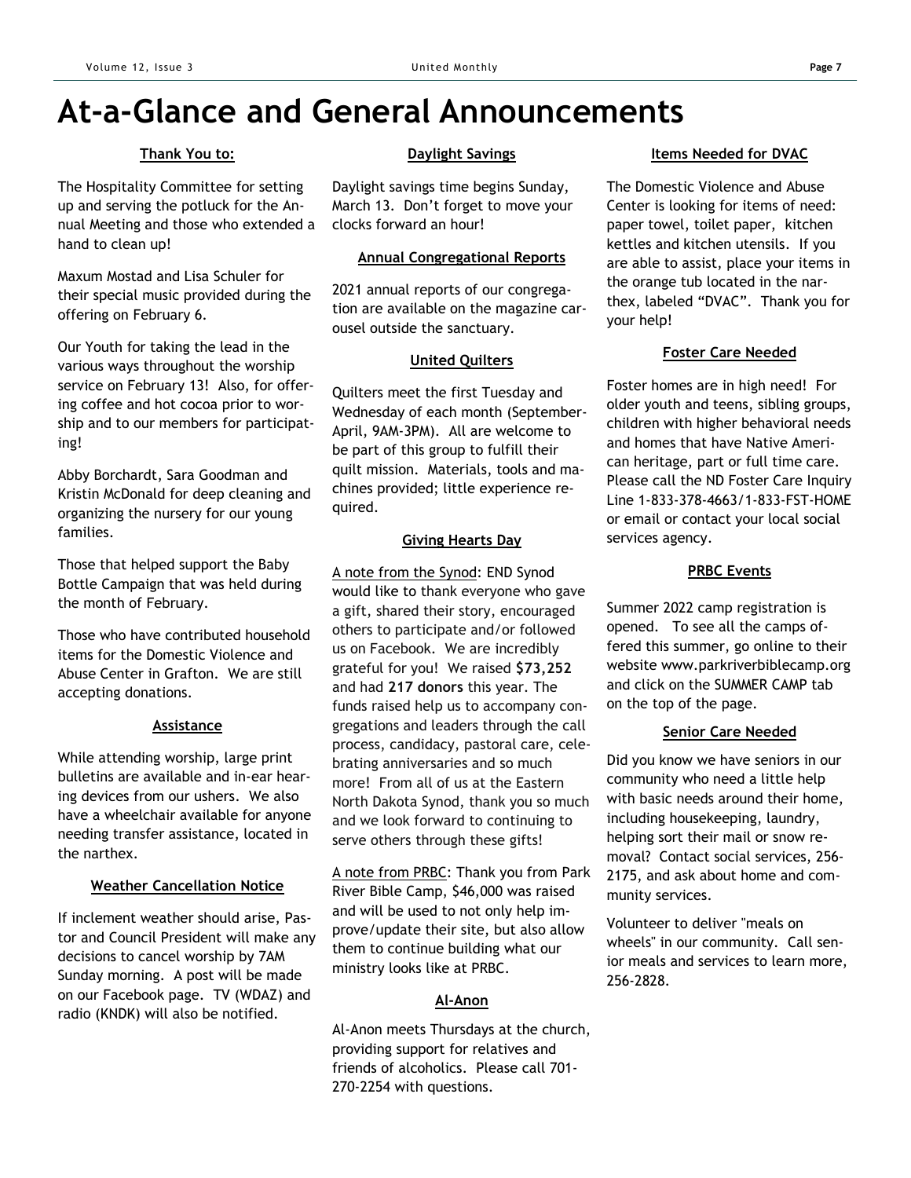# At-a-Glance and General Announcements

### Thank You to:

The Hospitality Committee for setting up and serving the potluck for the Annual Meeting and those who extended a hand to clean up!

Maxum Mostad and Lisa Schuler for their special music provided during the offering on February 6.

Our Youth for taking the lead in the various ways throughout the worship service on February 13! Also, for offering coffee and hot cocoa prior to worship and to our members for participating!

Abby Borchardt, Sara Goodman and Kristin McDonald for deep cleaning and organizing the nursery for our young families.

Those that helped support the Baby Bottle Campaign that was held during the month of February.

Those who have contributed household items for the Domestic Violence and Abuse Center in Grafton. We are still accepting donations.

### Assistance

While attending worship, large print bulletins are available and in-ear hearing devices from our ushers. We also have a wheelchair available for anyone needing transfer assistance, located in the narthex.

### Weather Cancellation Notice

If inclement weather should arise, Pastor and Council President will make any decisions to cancel worship by 7AM Sunday morning. A post will be made on our Facebook page. TV (WDAZ) and radio (KNDK) will also be notified.

### Daylight Savings

Daylight savings time begins Sunday, March 13. Don't forget to move your clocks forward an hour!

### Annual Congregational Reports

2021 annual reports of our congregation are available on the magazine carousel outside the sanctuary.

### United Quilters

Quilters meet the first Tuesday and Wednesday of each month (September-April, 9AM-3PM). All are welcome to be part of this group to fulfill their quilt mission. Materials, tools and machines provided; little experience required.

### Giving Hearts Day

A note from the Synod: END Synod would like to thank everyone who gave a gift, shared their story, encouraged others to participate and/or followed us on Facebook. We are incredibly grateful for you! We raised **$73,252** and had **217 donors** this year. The funds raised help us to accompany congregations and leaders through the call process, candidacy, pastoral care, celebrating anniversaries and so much more! From all of us at the Eastern North Dakota Synod, thank you so much and we look forward to continuing to serve others through these gifts!

A note from PRBC: Thank you from Park River Bible Camp, $46,000 was raised and will be used to not only help improve/update their site, but also allow them to continue building what our ministry looks like at PRBC.

### Al-Anon

Al-Anon meets Thursdays at the church, providing support for relatives and friends of alcoholics. Please call 701-270-2254 with questions.

### Items Needed for DVAC

The Domestic Violence and Abuse Center is looking for items of need: paper towel, toilet paper, kitchen kettles and kitchen utensils. If you are able to assist, place your items in the orange tub located in the narthex, labeled "DVAC". Thank you for your help!

### Foster Care Needed

Foster homes are in high need! For older youth and teens, sibling groups, children with higher behavioral needs and homes that have Native American heritage, part or full time care. Please call the ND Foster Care Inquiry Line 1-833-378-4663/1-833-FST-HOME or email or contact your local social services agency.

### PRBC Events

Summer 2022 camp registration is opened. To see all the camps offered this summer, go online to their website www.parkriverbiblecamp.org and click on the SUMMER CAMP tab on the top of the page.

### Senior Care Needed

Did you know we have seniors in our community who need a little help with basic needs around their home, including housekeeping, laundry, helping sort their mail or snow removal? Contact social services, 256-2175, and ask about home and community services.

Volunteer to deliver "meals on wheels" in our community. Call senior meals and services to learn more, 256-2828.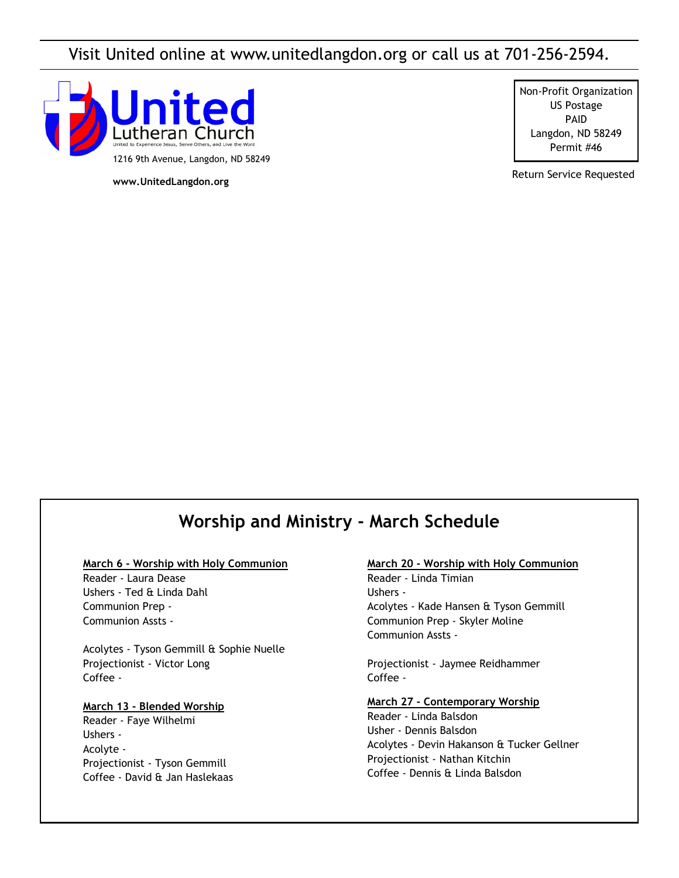Visit United online at www.unitedlangdon.org or call us at 701-256-2594.

**United**
Lutheran Church
United to Experience Jesus, Serve Others, and Live the Word

1216 9th Avenue, Langdon, ND 58249

**www.UnitedLangdon.org**

Non-Profit Organization
US Postage
PAID
Langdon, ND 58249
Permit #46

Return Service Requested

## Worship and Ministry - March Schedule

**March 6 - Worship with Holy Communion**
Reader - Laura Dease
Ushers - Ted & Linda Dahl
Communion Prep -
Communion Assts -

Acolytes - Tyson Gemmill & Sophie Nuelle
Projectionist - Victor Long
Coffee -

**March 13 - Blended Worship**
Reader - Faye Wilhelmi
Ushers -
Acolyte -
Projectionist - Tyson Gemmill
Coffee - David & Jan Haslekaas

**March 20 - Worship with Holy Communion**
Reader - Linda Timian
Ushers -
Acolytes - Kade Hansen & Tyson Gemmill
Communion Prep - Skyler Moline
Communion Assts -

Projectionist - Jaymee Reidhammer
Coffee -

**March 27 - Contemporary Worship**
Reader - Linda Balsdon
Usher - Dennis Balsdon
Acolytes - Devin Hakanson & Tucker Gellner
Projectionist - Nathan Kitchin
Coffee - Dennis & Linda Balsdon